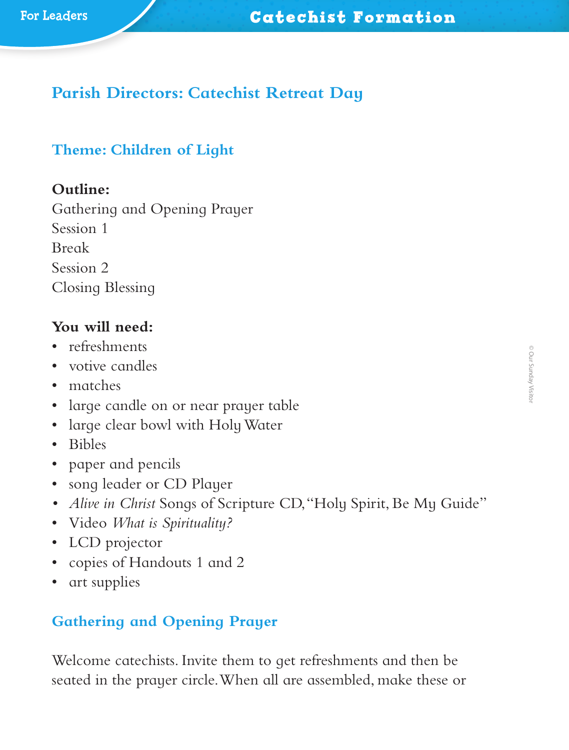## Parish Directors: Catechist Retreat Day

### Theme: Children of Light

**Outline:**
Gathering and Opening Prayer
Session 1
Break
Session 2
Closing Blessing

**You will need:**

- refreshments
- votive candles
- matches
- large candle on or near prayer table
- large clear bowl with Holy Water
- Bibles
- paper and pencils
- song leader or CD Player
- *Alive in Christ* Songs of Scripture CD, "Holy Spirit, Be My Guide"
- Video *What is Spirituality?*
- LCD projector
- copies of Handouts 1 and 2
- art supplies

### Gathering and Opening Prayer

Welcome catechists. Invite them to get refreshments and then be seated in the prayer circle. When all are assembled, make these or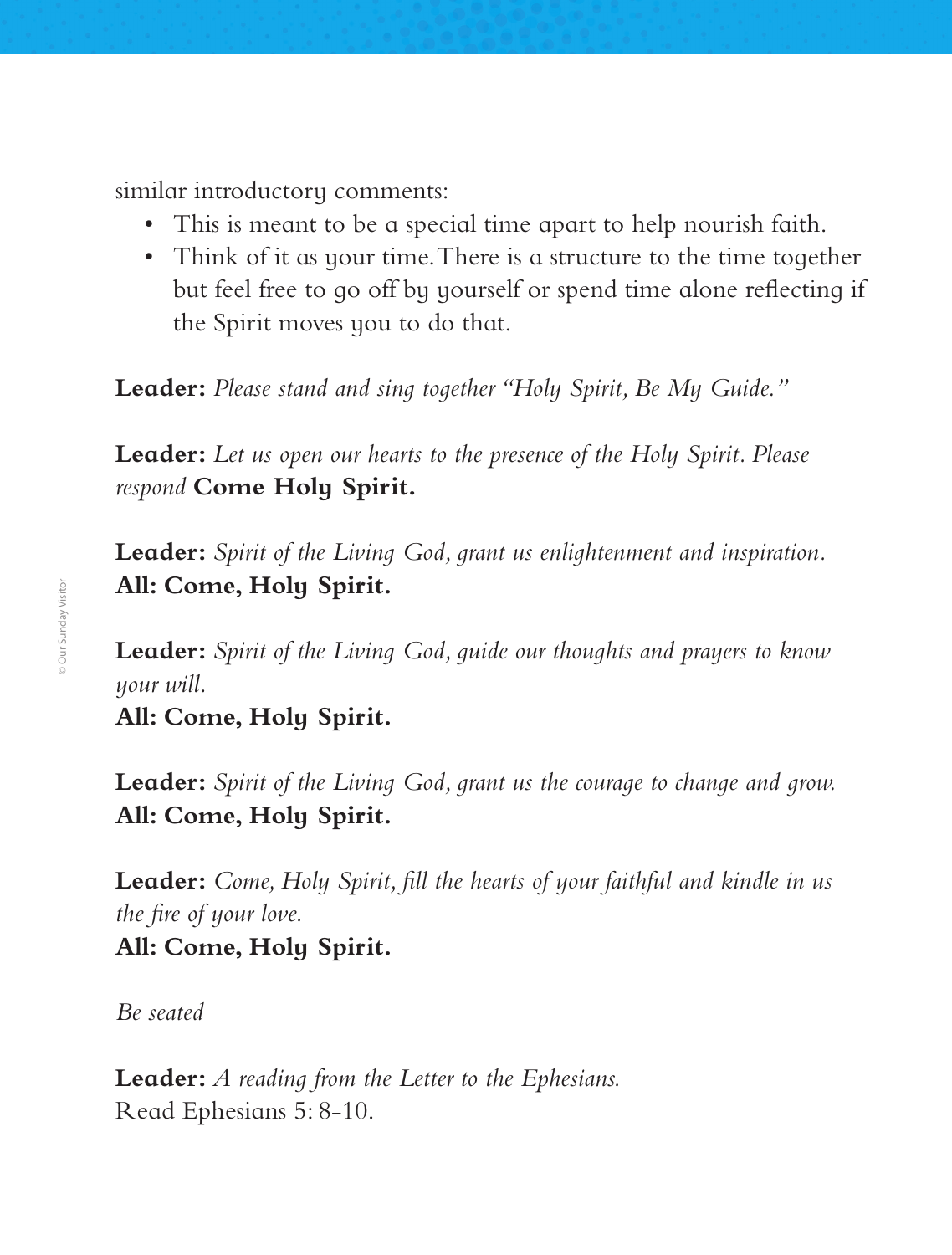similar introductory comments:

- This is meant to be a special time apart to help nourish faith.
- Think of it as your time. There is a structure to the time together but feel free to go off by yourself or spend time alone reflecting if the Spirit moves you to do that.

**Leader:** *Please stand and sing together "Holy Spirit, Be My Guide."*

**Leader:** *Let us open our hearts to the presence of the Holy Spirit. Please respond* **Come Holy Spirit.**

**Leader:** *Spirit of the Living God, grant us enlightenment and inspiration.*
**All: Come, Holy Spirit.**

**Leader:** *Spirit of the Living God, guide our thoughts and prayers to know your will.*
**All: Come, Holy Spirit.**

**Leader:** *Spirit of the Living God, grant us the courage to change and grow.*
**All: Come, Holy Spirit.**

**Leader:** *Come, Holy Spirit, fill the hearts of your faithful and kindle in us the fire of your love.*
**All: Come, Holy Spirit.**

*Be seated*

**Leader:** *A reading from the Letter to the Ephesians.*
Read Ephesians 5: 8-10.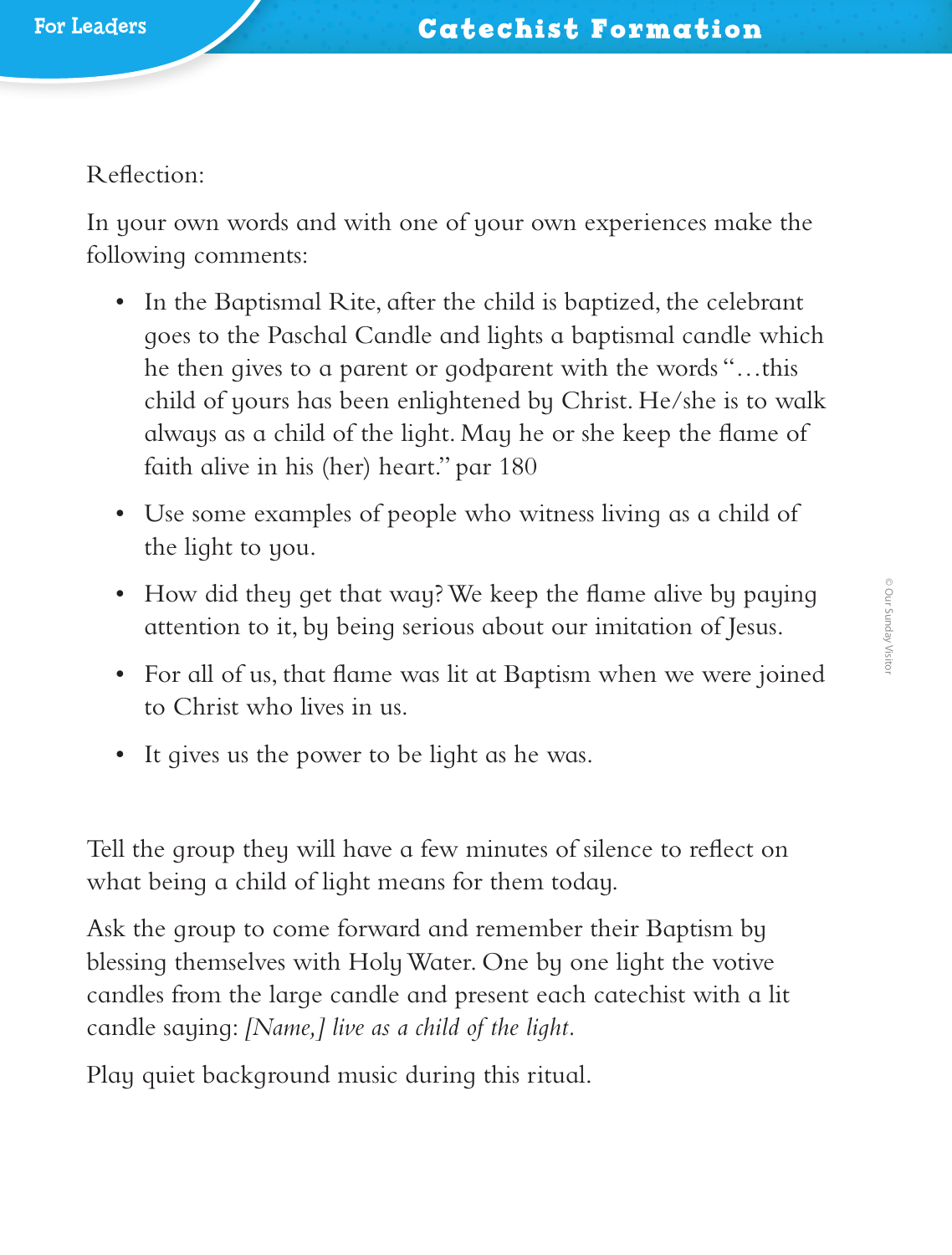Reflection:

In your own words and with one of your own experiences make the following comments:

- In the Baptismal Rite, after the child is baptized, the celebrant goes to the Paschal Candle and lights a baptismal candle which he then gives to a parent or godparent with the words "…this child of yours has been enlightened by Christ. He/she is to walk always as a child of the light. May he or she keep the flame of faith alive in his (her) heart." par 180
- Use some examples of people who witness living as a child of the light to you.
- How did they get that way? We keep the flame alive by paying attention to it, by being serious about our imitation of Jesus.
- For all of us, that flame was lit at Baptism when we were joined to Christ who lives in us.
- It gives us the power to be light as he was.

Tell the group they will have a few minutes of silence to reflect on what being a child of light means for them today.

Ask the group to come forward and remember their Baptism by blessing themselves with Holy Water. One by one light the votive candles from the large candle and present each catechist with a lit candle saying: *[Name,] live as a child of the light.*

Play quiet background music during this ritual.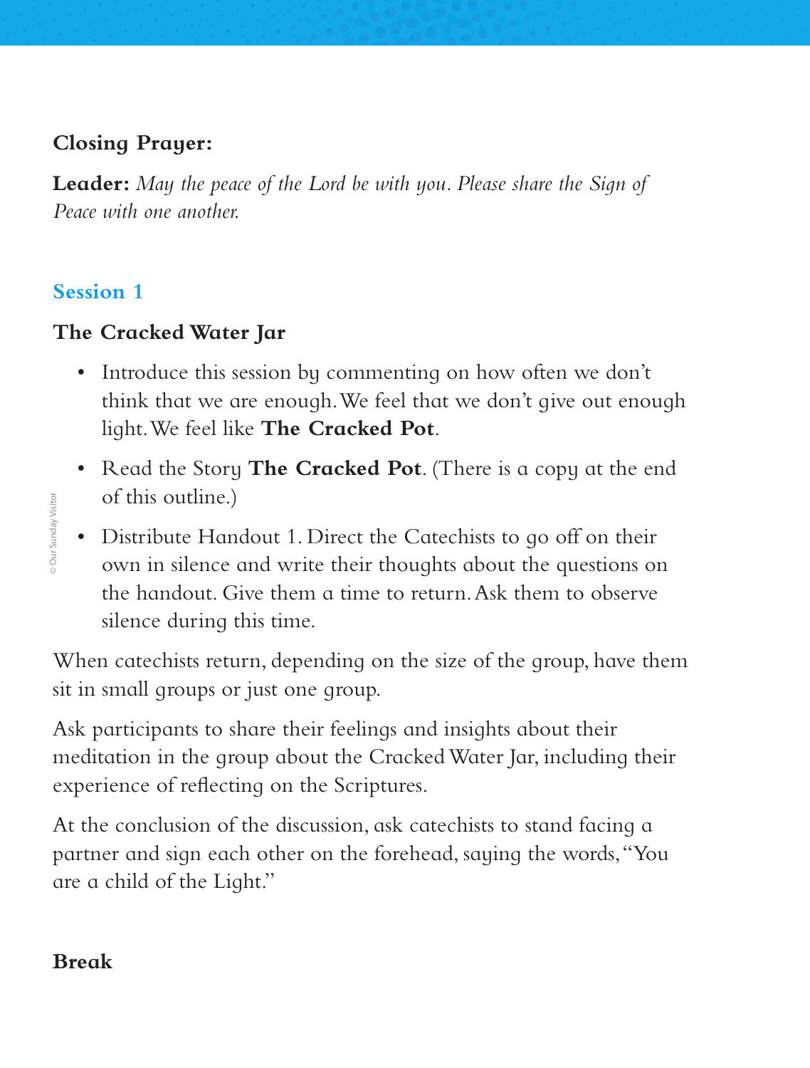**Closing Prayer:**

**Leader:** *May the peace of the Lord be with you. Please share the Sign of Peace with one another.*

## Session 1

### The Cracked Water Jar

- Introduce this session by commenting on how often we don't think that we are enough. We feel that we don't give out enough light. We feel like **The Cracked Pot**.
- Read the Story **The Cracked Pot**. (There is a copy at the end of this outline.)
- Distribute Handout 1. Direct the Catechists to go off on their own in silence and write their thoughts about the questions on the handout. Give them a time to return. Ask them to observe silence during this time.

When catechists return, depending on the size of the group, have them sit in small groups or just one group.

Ask participants to share their feelings and insights about their meditation in the group about the Cracked Water Jar, including their experience of reflecting on the Scriptures.

At the conclusion of the discussion, ask catechists to stand facing a partner and sign each other on the forehead, saying the words, "You are a child of the Light."

**Break**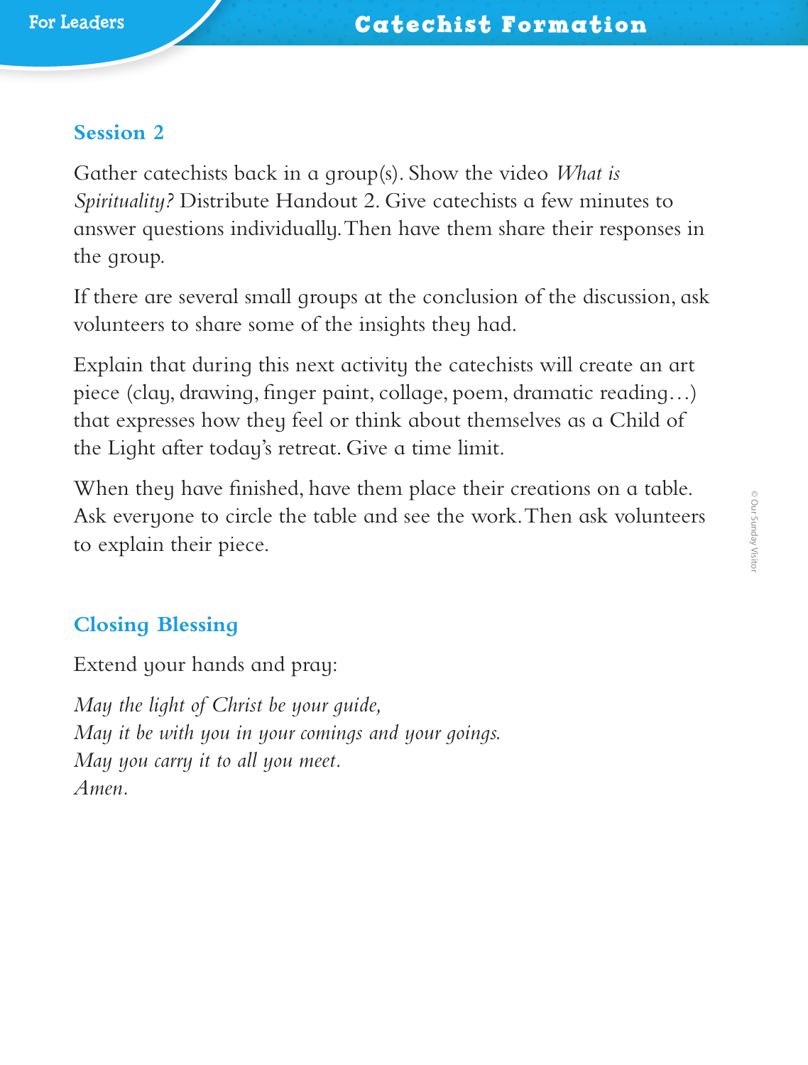## Session 2

Gather catechists back in a group(s). Show the video *What is Spirituality?* Distribute Handout 2. Give catechists a few minutes to answer questions individually. Then have them share their responses in the group.

If there are several small groups at the conclusion of the discussion, ask volunteers to share some of the insights they had.

Explain that during this next activity the catechists will create an art piece (clay, drawing, finger paint, collage, poem, dramatic reading…) that expresses how they feel or think about themselves as a Child of the Light after today's retreat. Give a time limit.

When they have finished, have them place their creations on a table. Ask everyone to circle the table and see the work. Then ask volunteers to explain their piece.

## Closing Blessing

Extend your hands and pray:

*May the light of Christ be your guide,*  
*May it be with you in your comings and your goings.*  
*May you carry it to all you meet.*  
*Amen.*